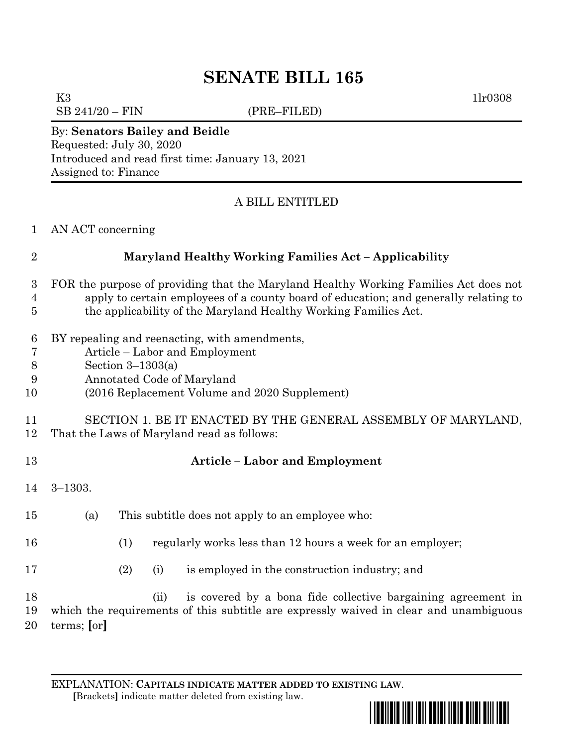# SENATE BILL 165

K3 1lr0308
SB 241/20 – FIN (PRE–FILED)

By: **Senators Bailey and Beidle**
Requested: July 30, 2020
Introduced and read first time: January 13, 2021
Assigned to: Finance

A BILL ENTITLED

1 AN ACT concerning

2 **Maryland Healthy Working Families Act – Applicability**

3 FOR the purpose of providing that the Maryland Healthy Working Families Act does not
4 apply to certain employees of a county board of education; and generally relating to
5 the applicability of the Maryland Healthy Working Families Act.

6 BY repealing and reenacting, with amendments,
7 Article – Labor and Employment
8 Section 3–1303(a)
9 Annotated Code of Maryland
10 (2016 Replacement Volume and 2020 Supplement)

11 SECTION 1. BE IT ENACTED BY THE GENERAL ASSEMBLY OF MARYLAND,
12 That the Laws of Maryland read as follows:

13 **Article – Labor and Employment**

14 3–1303.

15 (a) This subtitle does not apply to an employee who:

16 (1) regularly works less than 12 hours a week for an employer;

17 (2) (i) is employed in the construction industry; and

18 (ii) is covered by a bona fide collective bargaining agreement in
19 which the requirements of this subtitle are expressly waived in clear and unambiguous
20 terms; **[**or**]**

EXPLANATION: **CAPITALS INDICATE MATTER ADDED TO EXISTING LAW**.
**[**Brackets**]** indicate matter deleted from existing law.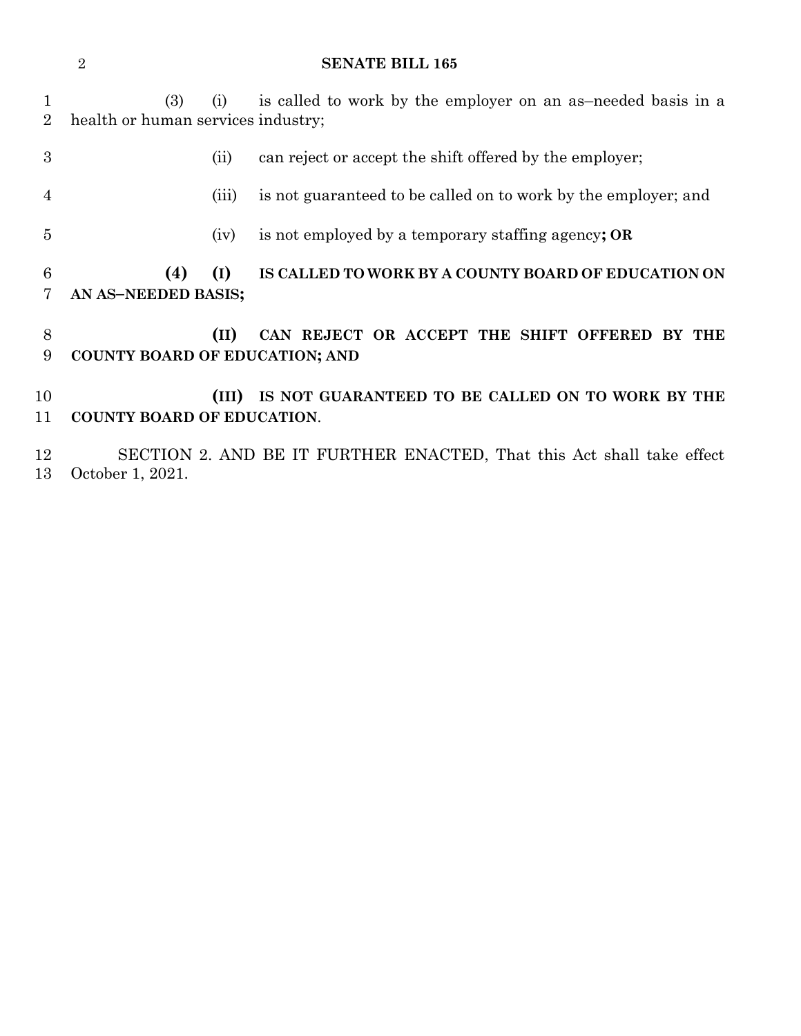(3) (i) is called to work by the employer on an as–needed basis in a health or human services industry;

(ii) can reject or accept the shift offered by the employer;

(iii) is not guaranteed to be called on to work by the employer; and

(iv) is not employed by a temporary staffing agency**; OR**

**(4) (I) IS CALLED TO WORK BY A COUNTY BOARD OF EDUCATION ON AN AS–NEEDED BASIS;**

**(II) CAN REJECT OR ACCEPT THE SHIFT OFFERED BY THE COUNTY BOARD OF EDUCATION; AND**

**(III) IS NOT GUARANTEED TO BE CALLED ON TO WORK BY THE COUNTY BOARD OF EDUCATION**.

SECTION 2. AND BE IT FURTHER ENACTED, That this Act shall take effect October 1, 2021.